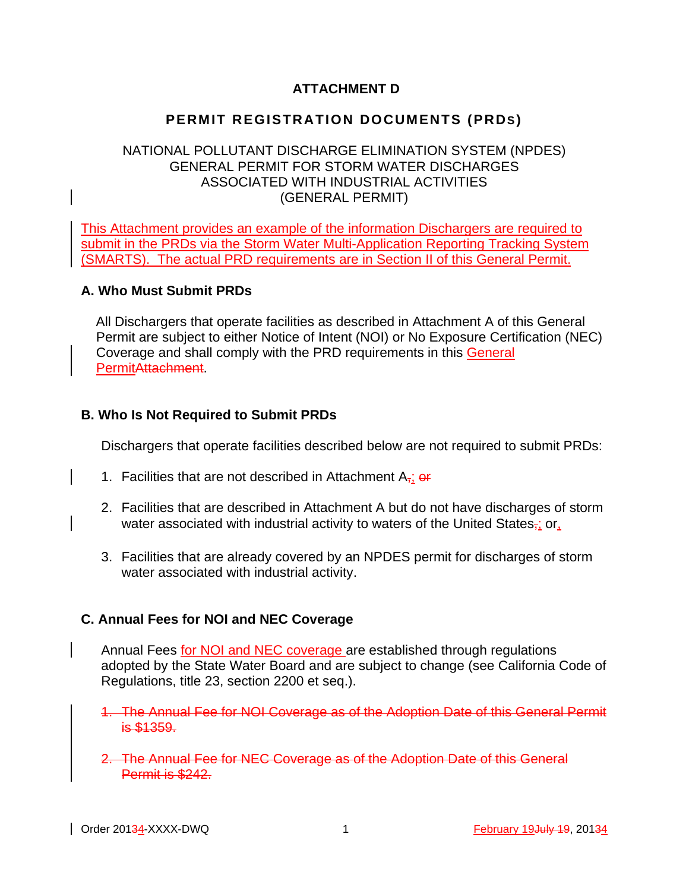# ATTACHMENT D

## PERMIT REGISTRATION DOCUMENTS (PRDs)

NATIONAL POLLUTANT DISCHARGE ELIMINATION SYSTEM (NPDES)
GENERAL PERMIT FOR STORM WATER DISCHARGES
ASSOCIATED WITH INDUSTRIAL ACTIVITIES
(GENERAL PERMIT)

This Attachment provides an example of the information Dischargers are required to submit in the PRDs via the Storm Water Multi-Application Reporting Tracking System (SMARTS). The actual PRD requirements are in Section II of this General Permit.

### A. Who Must Submit PRDs

All Dischargers that operate facilities as described in Attachment A of this General Permit are subject to either Notice of Intent (NOI) or No Exposure Certification (NEC) Coverage and shall comply with the PRD requirements in this General PermitAttachment.

### B. Who Is Not Required to Submit PRDs

Dischargers that operate facilities described below are not required to submit PRDs:

1. Facilities that are not described in Attachment A,; or
2. Facilities that are described in Attachment A but do not have discharges of storm water associated with industrial activity to waters of the United States,; or,
3. Facilities that are already covered by an NPDES permit for discharges of storm water associated with industrial activity.

### C. Annual Fees for NOI and NEC Coverage

Annual Fees for NOI and NEC coverage are established through regulations adopted by the State Water Board and are subject to change (see California Code of Regulations, title 23, section 2200 et seq.).

1. The Annual Fee for NOI Coverage as of the Adoption Date of this General Permit is $1359.
2. The Annual Fee for NEC Coverage as of the Adoption Date of this General Permit is $242.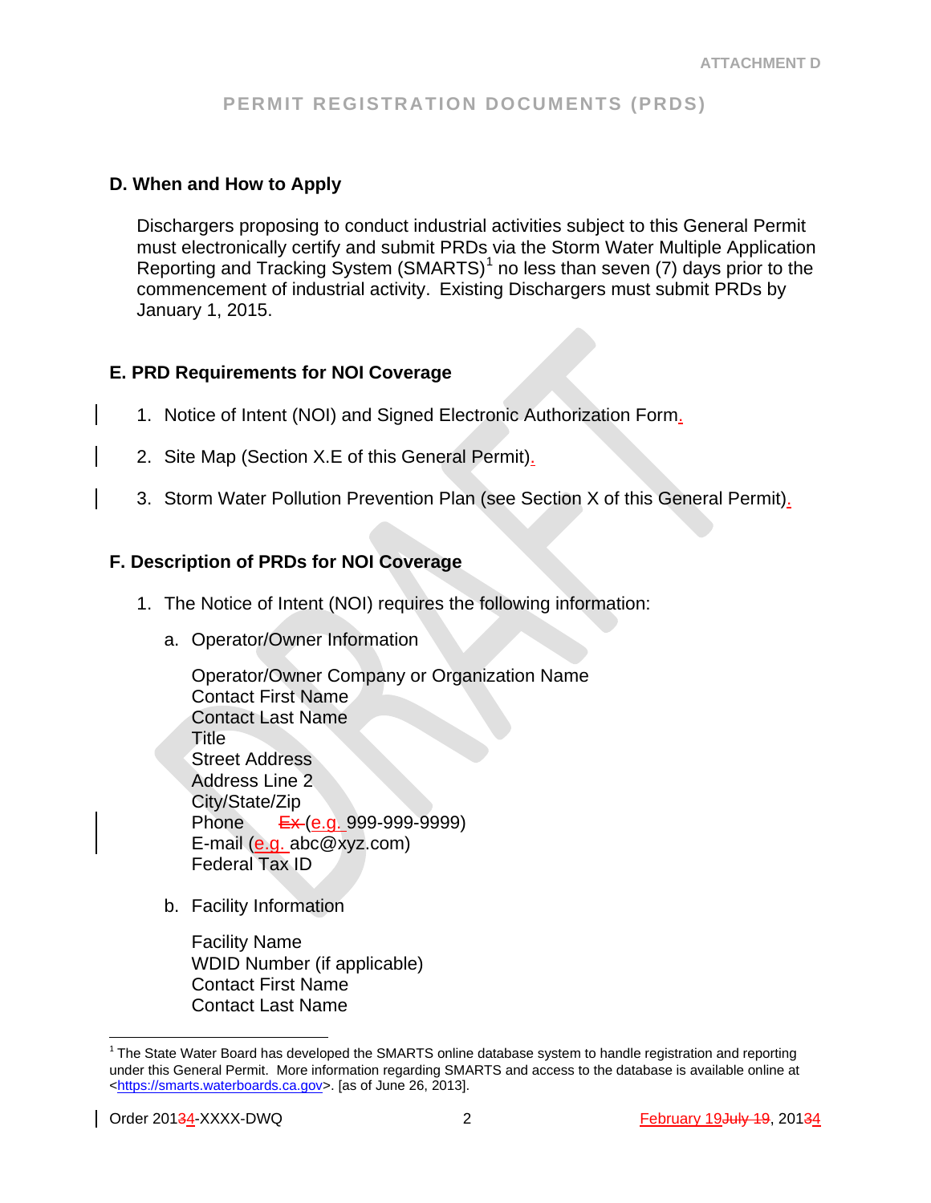### D. When and How to Apply

Dischargers proposing to conduct industrial activities subject to this General Permit must electronically certify and submit PRDs via the Storm Water Multiple Application Reporting and Tracking System (SMARTS)[1] no less than seven (7) days prior to the commencement of industrial activity. Existing Dischargers must submit PRDs by January 1, 2015.

### E. PRD Requirements for NOI Coverage

1. Notice of Intent (NOI) and Signed Electronic Authorization Form.
2. Site Map (Section X.E of this General Permit).
3. Storm Water Pollution Prevention Plan (see Section X of this General Permit).

### F. Description of PRDs for NOI Coverage

1. The Notice of Intent (NOI) requires the following information:

   a. Operator/Owner Information

      Operator/Owner Company or Organization Name
      Contact First Name
      Contact Last Name
      Title
      Street Address
      Address Line 2
      City/State/Zip
      Phone ~~Ex~~ (e.g. 999-999-9999)
      E-mail (e.g. abc@xyz.com)
      Federal Tax ID

   b. Facility Information

      Facility Name
      WDID Number (if applicable)
      Contact First Name
      Contact Last Name

[1] The State Water Board has developed the SMARTS online database system to handle registration and reporting under this General Permit. More information regarding SMARTS and access to the database is available online at <https://smarts.waterboards.ca.gov>. [as of June 26, 2013].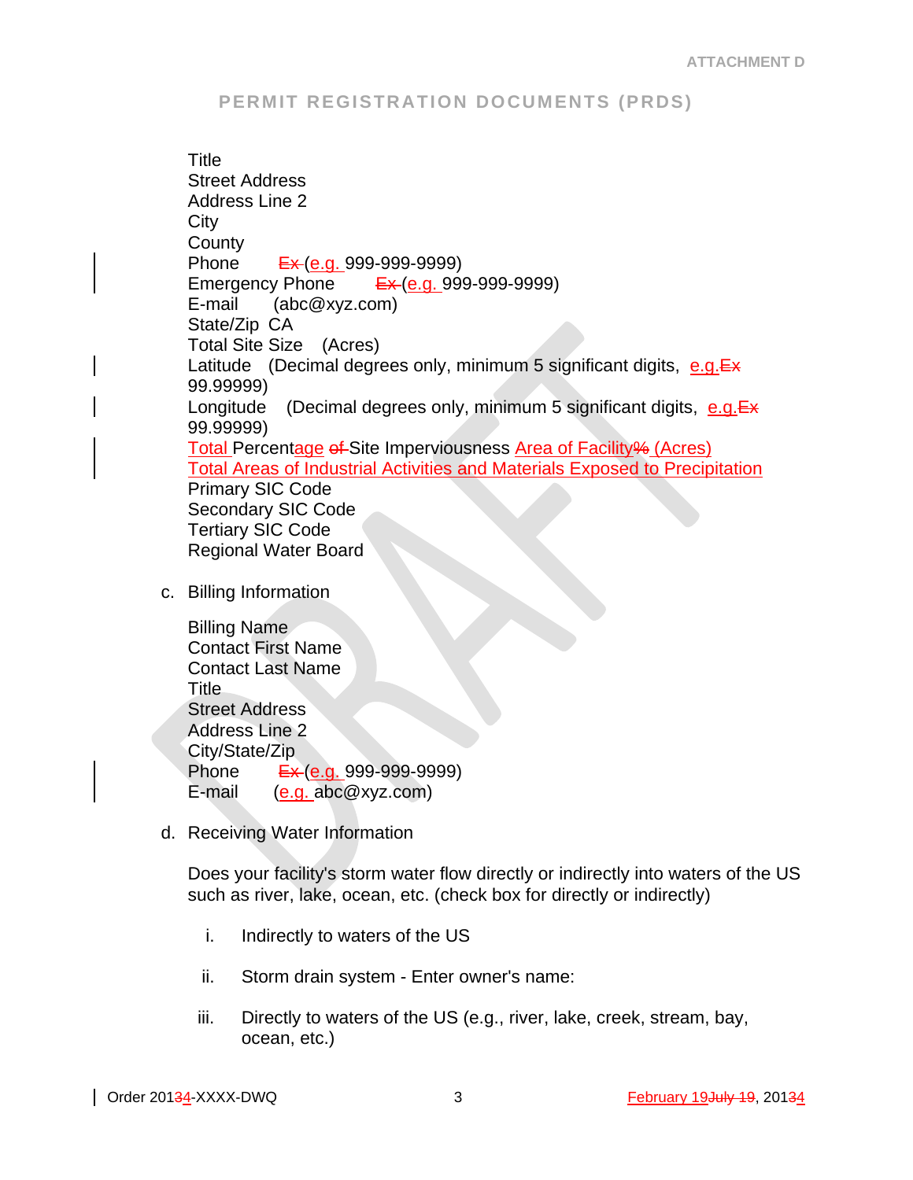Title
Street Address
Address Line 2
City
County
Phone  ~~Ex~~ (e.g. 999-999-9999)
Emergency Phone  ~~Ex~~ (e.g. 999-999-9999)
E-mail  (abc@xyz.com)
State/Zip CA
Total Site Size  (Acres)
Latitude  (Decimal degrees only, minimum 5 significant digits, e.g.~~Ex~~ 99.99999)
Longitude  (Decimal degrees only, minimum 5 significant digits, e.g.~~Ex~~ 99.99999)
Total Percentage ~~of~~ Site Imperviousness Area of Facility~~%~~ (Acres)
Total Areas of Industrial Activities and Materials Exposed to Precipitation
Primary SIC Code
Secondary SIC Code
Tertiary SIC Code
Regional Water Board

c. Billing Information

Billing Name
Contact First Name
Contact Last Name
Title
Street Address
Address Line 2
City/State/Zip
Phone  ~~Ex~~ (e.g. 999-999-9999)
E-mail  (e.g. abc@xyz.com)

d. Receiving Water Information

Does your facility's storm water flow directly or indirectly into waters of the US such as river, lake, ocean, etc. (check box for directly or indirectly)

i. Indirectly to waters of the US

ii. Storm drain system - Enter owner's name:

iii. Directly to waters of the US (e.g., river, lake, creek, stream, bay, ocean, etc.)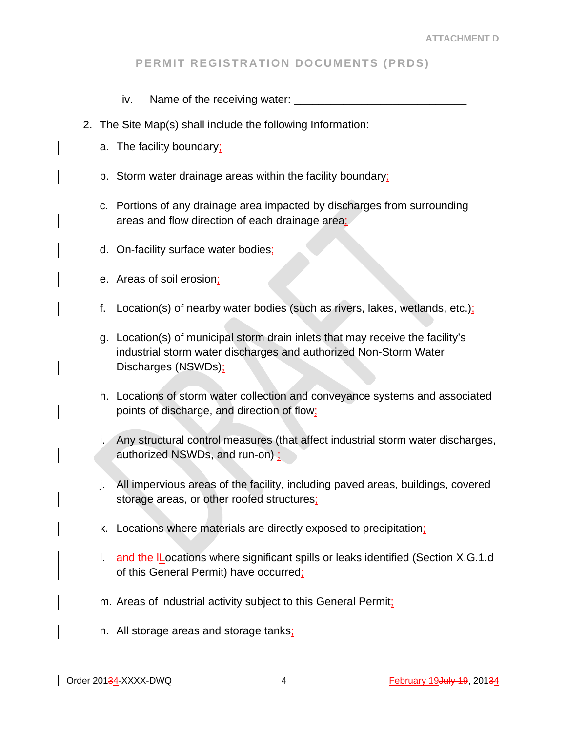iv. Name of the receiving water: ____________________________

2. The Site Map(s) shall include the following Information:

   a. The facility boundary;

   b. Storm water drainage areas within the facility boundary;

   c. Portions of any drainage area impacted by discharges from surrounding areas and flow direction of each drainage area;

   d. On-facility surface water bodies;

   e. Areas of soil erosion;

   f. Location(s) of nearby water bodies (such as rivers, lakes, wetlands, etc.);

   g. Location(s) of municipal storm drain inlets that may receive the facility's industrial storm water discharges and authorized Non-Storm Water Discharges (NSWDs);

   h. Locations of storm water collection and conveyance systems and associated points of discharge, and direction of flow;

   i. Any structural control measures (that affect industrial storm water discharges, authorized NSWDs, and run-on).;

   j. All impervious areas of the facility, including paved areas, buildings, covered storage areas, or other roofed structures;

   k. Locations where materials are directly exposed to precipitation;

   l. ~~and the l~~Locations where significant spills or leaks identified (Section X.G.1.d of this General Permit) have occurred;

   m. Areas of industrial activity subject to this General Permit;

   n. All storage areas and storage tanks;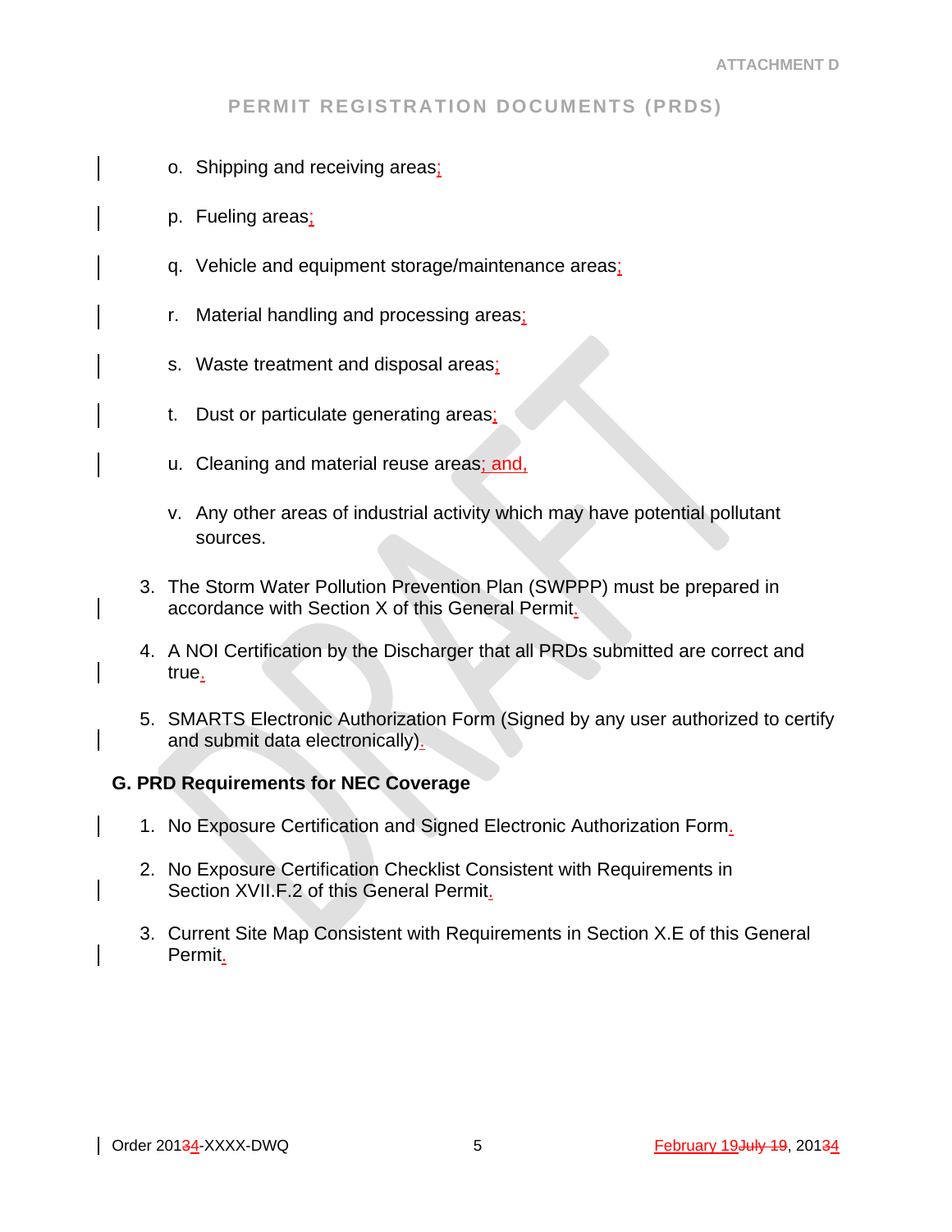o. Shipping and receiving areas;

p. Fueling areas;

q. Vehicle and equipment storage/maintenance areas;

r. Material handling and processing areas;

s. Waste treatment and disposal areas;

t. Dust or particulate generating areas;

u. Cleaning and material reuse areas; and,

v. Any other areas of industrial activity which may have potential pollutant sources.

3. The Storm Water Pollution Prevention Plan (SWPPP) must be prepared in accordance with Section X of this General Permit.

4. A NOI Certification by the Discharger that all PRDs submitted are correct and true.

5. SMARTS Electronic Authorization Form (Signed by any user authorized to certify and submit data electronically).

**G. PRD Requirements for NEC Coverage**

1. No Exposure Certification and Signed Electronic Authorization Form.

2. No Exposure Certification Checklist Consistent with Requirements in Section XVII.F.2 of this General Permit.

3. Current Site Map Consistent with Requirements in Section X.E of this General Permit.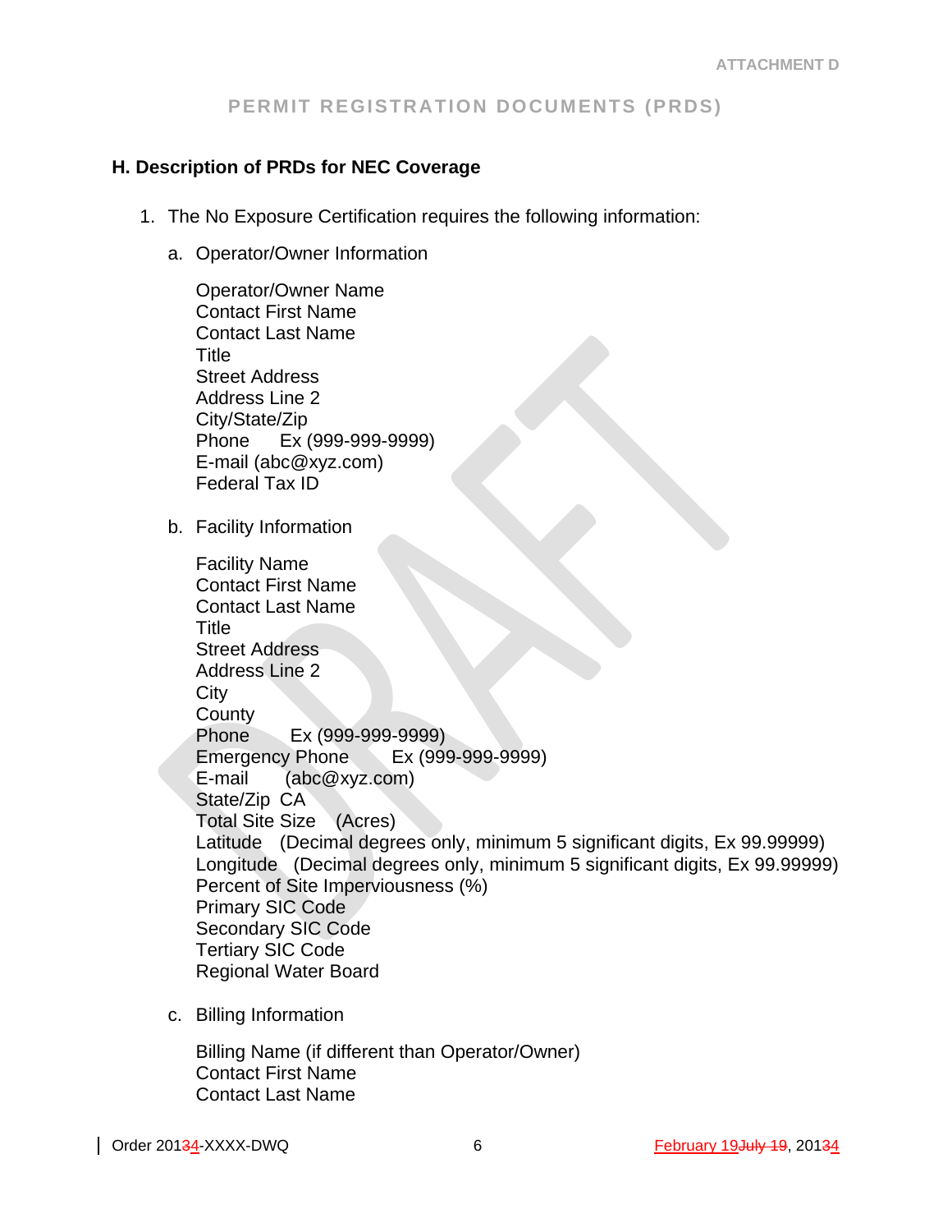## H. Description of PRDs for NEC Coverage

1. The No Exposure Certification requires the following information:

   a. Operator/Owner Information

      Operator/Owner Name
      Contact First Name
      Contact Last Name
      Title
      Street Address
      Address Line 2
      City/State/Zip
      Phone Ex (999-999-9999)
      E-mail (abc@xyz.com)
      Federal Tax ID

   b. Facility Information

      Facility Name
      Contact First Name
      Contact Last Name
      Title
      Street Address
      Address Line 2
      City
      County
      Phone Ex (999-999-9999)
      Emergency Phone Ex (999-999-9999)
      E-mail (abc@xyz.com)
      State/Zip CA
      Total Site Size (Acres)
      Latitude (Decimal degrees only, minimum 5 significant digits, Ex 99.99999)
      Longitude (Decimal degrees only, minimum 5 significant digits, Ex 99.99999)
      Percent of Site Imperviousness (%)
      Primary SIC Code
      Secondary SIC Code
      Tertiary SIC Code
      Regional Water Board

   c. Billing Information

      Billing Name (if different than Operator/Owner)
      Contact First Name
      Contact Last Name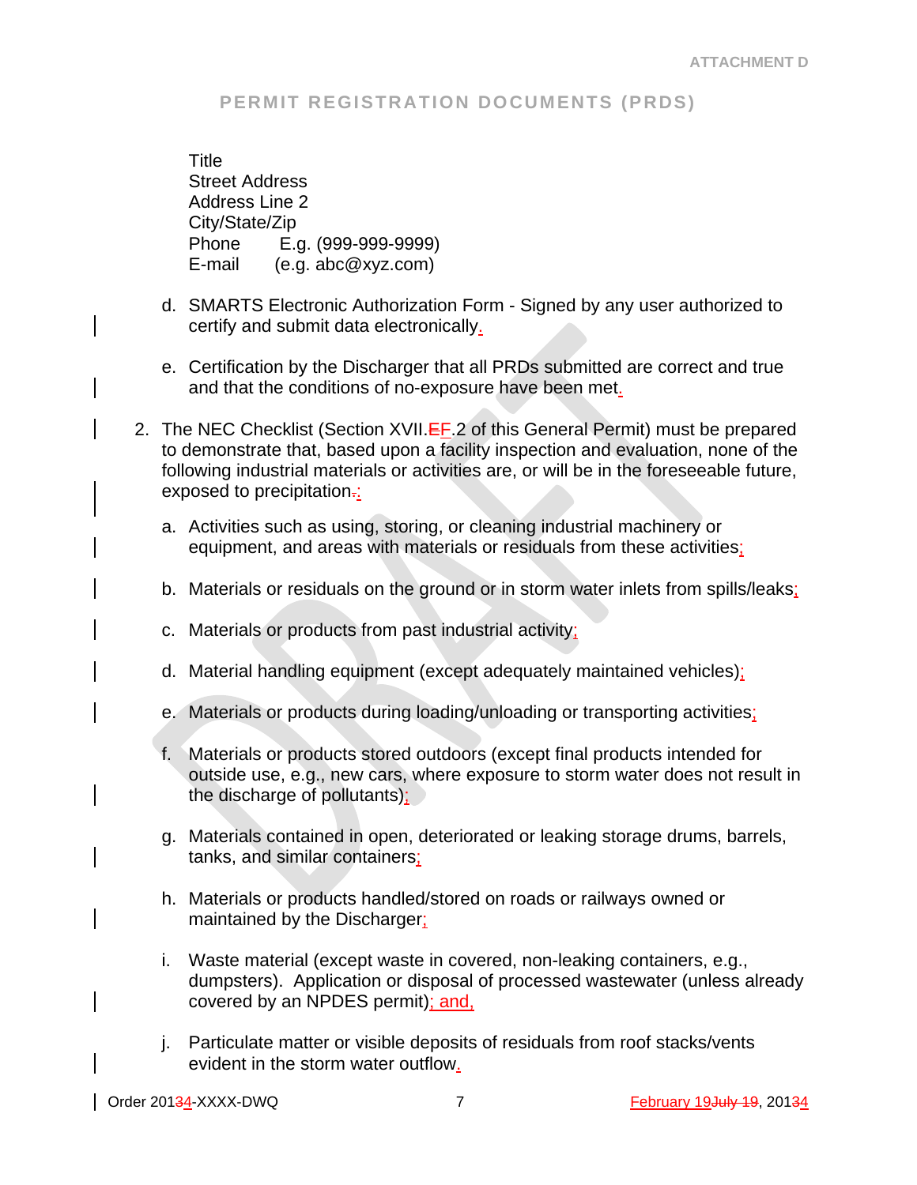Title
Street Address
Address Line 2
City/State/Zip
Phone E.g. (999-999-9999)
E-mail (e.g. abc@xyz.com)

d. SMARTS Electronic Authorization Form - Signed by any user authorized to certify and submit data electronically.

e. Certification by the Discharger that all PRDs submitted are correct and true and that the conditions of no-exposure have been met.

2. The NEC Checklist (Section XVII.EF.2 of this General Permit) must be prepared to demonstrate that, based upon a facility inspection and evaluation, none of the following industrial materials or activities are, or will be in the foreseeable future, exposed to precipitation.:

   a. Activities such as using, storing, or cleaning industrial machinery or equipment, and areas with materials or residuals from these activities;

   b. Materials or residuals on the ground or in storm water inlets from spills/leaks;

   c. Materials or products from past industrial activity;

   d. Material handling equipment (except adequately maintained vehicles);

   e. Materials or products during loading/unloading or transporting activities;

   f. Materials or products stored outdoors (except final products intended for outside use, e.g., new cars, where exposure to storm water does not result in the discharge of pollutants);

   g. Materials contained in open, deteriorated or leaking storage drums, barrels, tanks, and similar containers;

   h. Materials or products handled/stored on roads or railways owned or maintained by the Discharger;

   i. Waste material (except waste in covered, non-leaking containers, e.g., dumpsters). Application or disposal of processed wastewater (unless already covered by an NPDES permit); and,

   j. Particulate matter or visible deposits of residuals from roof stacks/vents evident in the storm water outflow.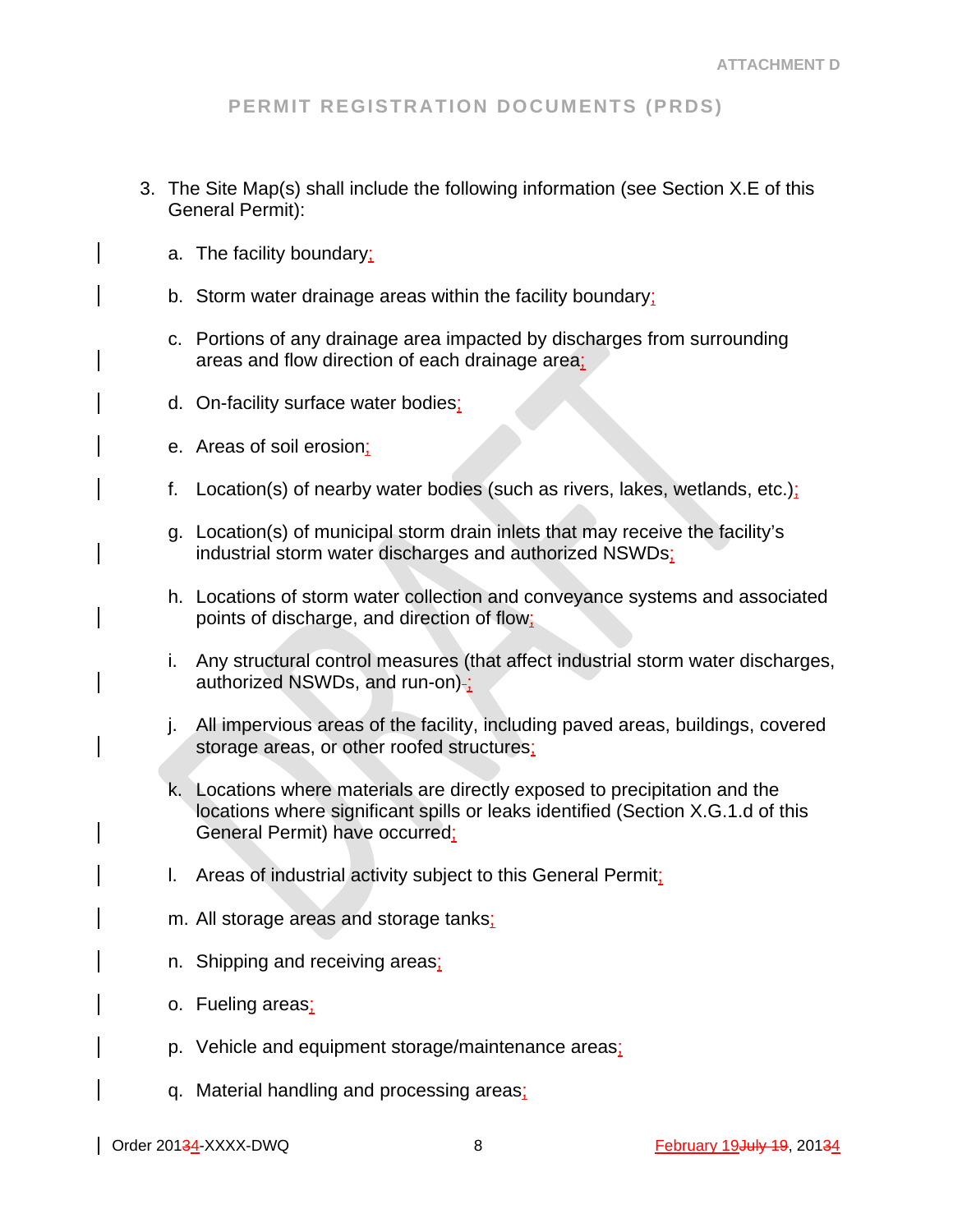3. The Site Map(s) shall include the following information (see Section X.E of this General Permit):

   a. The facility boundary;

   b. Storm water drainage areas within the facility boundary;

   c. Portions of any drainage area impacted by discharges from surrounding areas and flow direction of each drainage area;

   d. On-facility surface water bodies;

   e. Areas of soil erosion;

   f. Location(s) of nearby water bodies (such as rivers, lakes, wetlands, etc.);

   g. Location(s) of municipal storm drain inlets that may receive the facility's industrial storm water discharges and authorized NSWDs;

   h. Locations of storm water collection and conveyance systems and associated points of discharge, and direction of flow;

   i. Any structural control measures (that affect industrial storm water discharges, authorized NSWDs, and run-on);

   j. All impervious areas of the facility, including paved areas, buildings, covered storage areas, or other roofed structures;

   k. Locations where materials are directly exposed to precipitation and the locations where significant spills or leaks identified (Section X.G.1.d of this General Permit) have occurred;

   l. Areas of industrial activity subject to this General Permit;

   m. All storage areas and storage tanks;

   n. Shipping and receiving areas;

   o. Fueling areas;

   p. Vehicle and equipment storage/maintenance areas;

   q. Material handling and processing areas;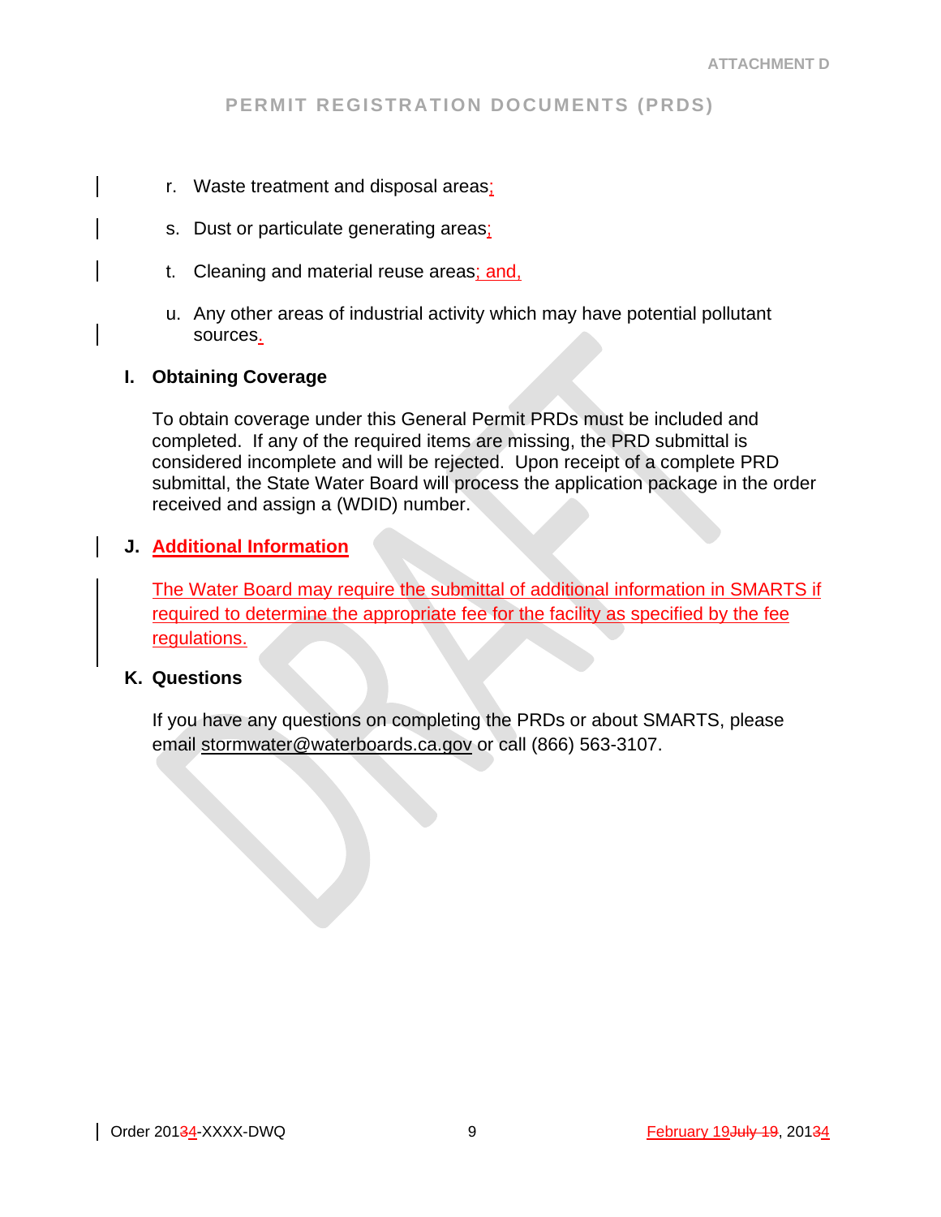r. Waste treatment and disposal areas;

s. Dust or particulate generating areas;

t. Cleaning and material reuse areas; and,

u. Any other areas of industrial activity which may have potential pollutant sources.

## I. Obtaining Coverage

To obtain coverage under this General Permit PRDs must be included and completed. If any of the required items are missing, the PRD submittal is considered incomplete and will be rejected. Upon receipt of a complete PRD submittal, the State Water Board will process the application package in the order received and assign a (WDID) number.

## J. Additional Information

The Water Board may require the submittal of additional information in SMARTS if required to determine the appropriate fee for the facility as specified by the fee regulations.

## K. Questions

If you have any questions on completing the PRDs or about SMARTS, please email stormwater@waterboards.ca.gov or call (866) 563-3107.